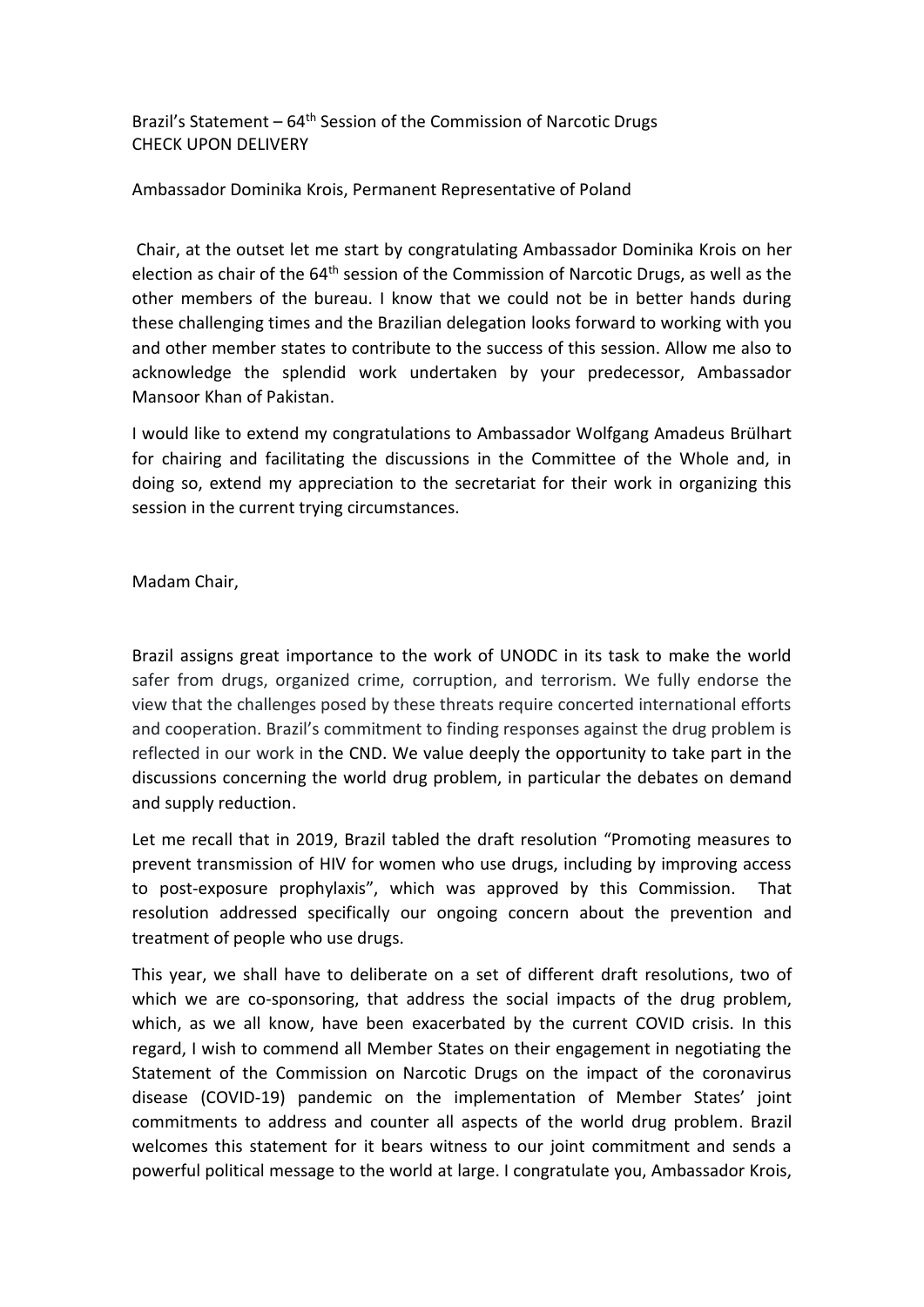Brazil's Statement – 64th Session of the Commission of Narcotic Drugs
CHECK UPON DELIVERY

Ambassador Dominika Krois, Permanent Representative of Poland

Chair, at the outset let me start by congratulating Ambassador Dominika Krois on her election as chair of the 64th session of the Commission of Narcotic Drugs, as well as the other members of the bureau. I know that we could not be in better hands during these challenging times and the Brazilian delegation looks forward to working with you and other member states to contribute to the success of this session. Allow me also to acknowledge the splendid work undertaken by your predecessor, Ambassador Mansoor Khan of Pakistan.

I would like to extend my congratulations to Ambassador Wolfgang Amadeus Brülhart for chairing and facilitating the discussions in the Committee of the Whole and, in doing so, extend my appreciation to the secretariat for their work in organizing this session in the current trying circumstances.

Madam Chair,

Brazil assigns great importance to the work of UNODC in its task to make the world safer from drugs, organized crime, corruption, and terrorism. We fully endorse the view that the challenges posed by these threats require concerted international efforts and cooperation. Brazil's commitment to finding responses against the drug problem is reflected in our work in the CND. We value deeply the opportunity to take part in the discussions concerning the world drug problem, in particular the debates on demand and supply reduction.

Let me recall that in 2019, Brazil tabled the draft resolution "Promoting measures to prevent transmission of HIV for women who use drugs, including by improving access to post-exposure prophylaxis", which was approved by this Commission. That resolution addressed specifically our ongoing concern about the prevention and treatment of people who use drugs.

This year, we shall have to deliberate on a set of different draft resolutions, two of which we are co-sponsoring, that address the social impacts of the drug problem, which, as we all know, have been exacerbated by the current COVID crisis. In this regard, I wish to commend all Member States on their engagement in negotiating the Statement of the Commission on Narcotic Drugs on the impact of the coronavirus disease (COVID-19) pandemic on the implementation of Member States' joint commitments to address and counter all aspects of the world drug problem. Brazil welcomes this statement for it bears witness to our joint commitment and sends a powerful political message to the world at large. I congratulate you, Ambassador Krois,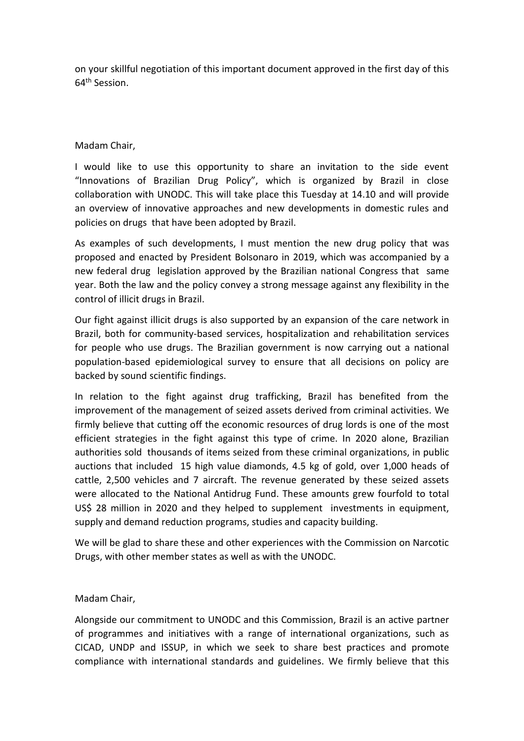on your skillful negotiation of this important document approved in the first day of this 64th Session.

Madam Chair,

I would like to use this opportunity to share an invitation to the side event "Innovations of Brazilian Drug Policy", which is organized by Brazil in close collaboration with UNODC. This will take place this Tuesday at 14.10 and will provide an overview of innovative approaches and new developments in domestic rules and policies on drugs that have been adopted by Brazil.

As examples of such developments, I must mention the new drug policy that was proposed and enacted by President Bolsonaro in 2019, which was accompanied by a new federal drug legislation approved by the Brazilian national Congress that same year. Both the law and the policy convey a strong message against any flexibility in the control of illicit drugs in Brazil.

Our fight against illicit drugs is also supported by an expansion of the care network in Brazil, both for community-based services, hospitalization and rehabilitation services for people who use drugs. The Brazilian government is now carrying out a national population-based epidemiological survey to ensure that all decisions on policy are backed by sound scientific findings.

In relation to the fight against drug trafficking, Brazil has benefited from the improvement of the management of seized assets derived from criminal activities. We firmly believe that cutting off the economic resources of drug lords is one of the most efficient strategies in the fight against this type of crime. In 2020 alone, Brazilian authorities sold thousands of items seized from these criminal organizations, in public auctions that included 15 high value diamonds, 4.5 kg of gold, over 1,000 heads of cattle, 2,500 vehicles and 7 aircraft. The revenue generated by these seized assets were allocated to the National Antidrug Fund. These amounts grew fourfold to total US$ 28 million in 2020 and they helped to supplement investments in equipment, supply and demand reduction programs, studies and capacity building.

We will be glad to share these and other experiences with the Commission on Narcotic Drugs, with other member states as well as with the UNODC.

Madam Chair,

Alongside our commitment to UNODC and this Commission, Brazil is an active partner of programmes and initiatives with a range of international organizations, such as CICAD, UNDP and ISSUP, in which we seek to share best practices and promote compliance with international standards and guidelines. We firmly believe that this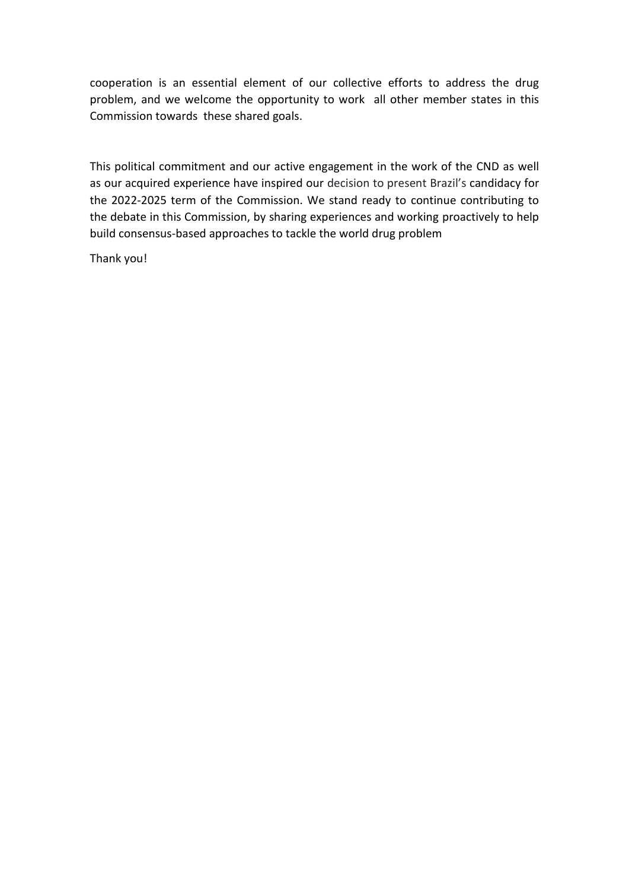cooperation is an essential element of our collective efforts to address the drug problem, and we welcome the opportunity to work all other member states in this Commission towards these shared goals.

This political commitment and our active engagement in the work of the CND as well as our acquired experience have inspired our decision to present Brazil's candidacy for the 2022-2025 term of the Commission. We stand ready to continue contributing to the debate in this Commission, by sharing experiences and working proactively to help build consensus-based approaches to tackle the world drug problem

Thank you!